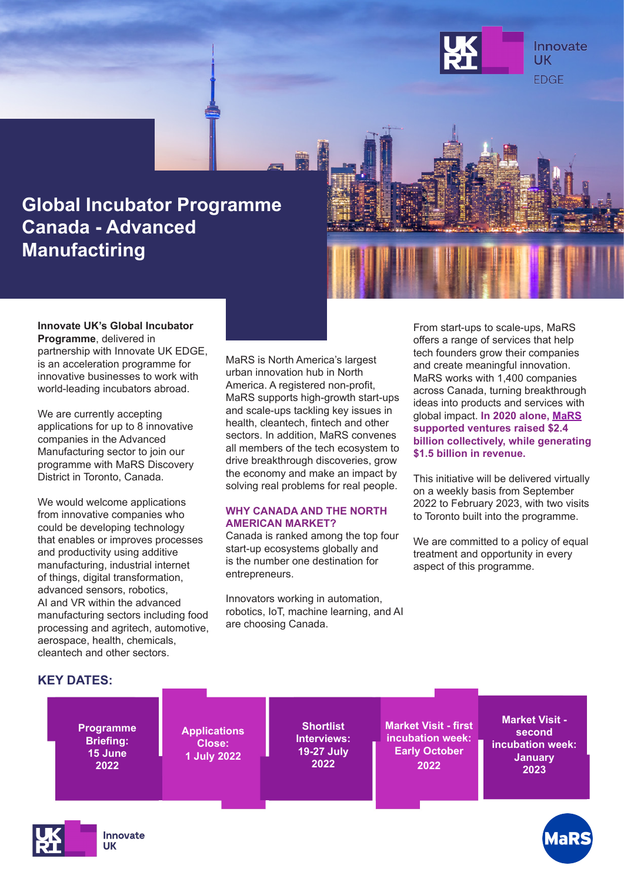# Global Incubator Programme Canada - Advanced Manufactiring

**Innovate UK's Global Incubator Programme**, delivered in partnership with Innovate UK EDGE, is an acceleration programme for innovative businesses to work with world-leading incubators abroad.

We are currently accepting applications for up to 8 innovative companies in the Advanced Manufacturing sector to join our programme with MaRS Discovery District in Toronto, Canada.

We would welcome applications from innovative companies who could be developing technology that enables or improves processes and productivity using additive manufacturing, industrial internet of things, digital transformation, advanced sensors, robotics, AI and VR within the advanced manufacturing sectors including food processing and agritech, automotive, aerospace, health, chemicals, cleantech and other sectors.

MaRS is North America's largest urban innovation hub in North America. A registered non-profit, MaRS supports high-growth start-ups and scale-ups tackling key issues in health, cleantech, fintech and other sectors. In addition, MaRS convenes all members of the tech ecosystem to drive breakthrough discoveries, grow the economy and make an impact by solving real problems for real people.

### WHY CANADA AND THE NORTH AMERICAN MARKET?

Canada is ranked among the top four start-up ecosystems globally and is the number one destination for entrepreneurs.

Innovators working in automation, robotics, IoT, machine learning, and AI are choosing Canada.

From start-ups to scale-ups, MaRS offers a range of services that help tech founders grow their companies and create meaningful innovation. MaRS works with 1,400 companies across Canada, turning breakthrough ideas into products and services with global impact. **In 2020 alone, MaRS supported ventures raised $2.4 billion collectively, while generating $1.5 billion in revenue.**

This initiative will be delivered virtually on a weekly basis from September 2022 to February 2023, with two visits to Toronto built into the programme.

We are committed to a policy of equal treatment and opportunity in every aspect of this programme.

## KEY DATES:

- **Programme Briefing: 15 June 2022**
- **Applications Close: 1 July 2022**
- **Shortlist Interviews: 19-27 July 2022**
- **Market Visit - first incubation week: Early October 2022**
- **Market Visit - second incubation week: January 2023**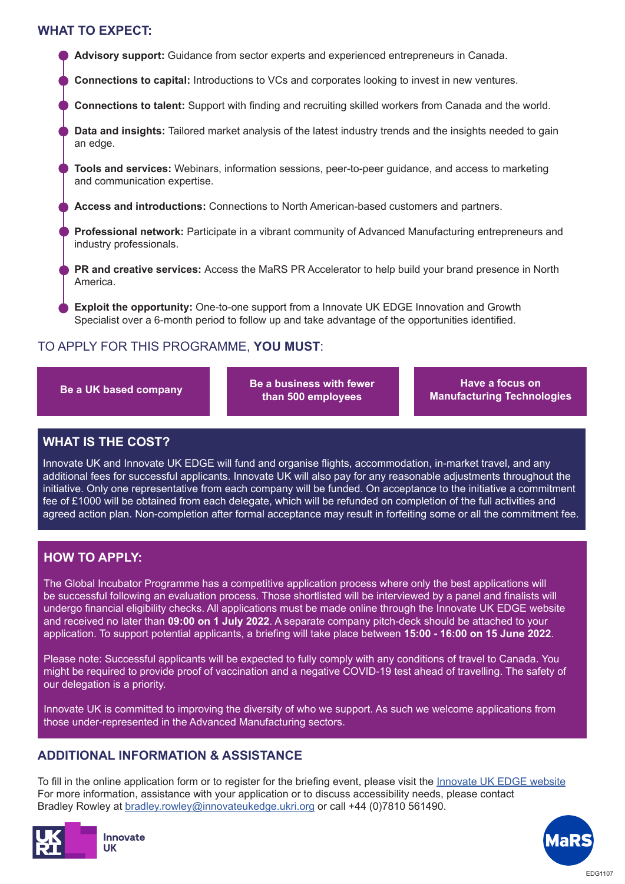## WHAT TO EXPECT:

- **Advisory support:** Guidance from sector experts and experienced entrepreneurs in Canada.
- **Connections to capital:** Introductions to VCs and corporates looking to invest in new ventures.
- **Connections to talent:** Support with finding and recruiting skilled workers from Canada and the world.
- **Data and insights:** Tailored market analysis of the latest industry trends and the insights needed to gain an edge.
- **Tools and services:** Webinars, information sessions, peer-to-peer guidance, and access to marketing and communication expertise.
- **Access and introductions:** Connections to North American-based customers and partners.
- **Professional network:** Participate in a vibrant community of Advanced Manufacturing entrepreneurs and industry professionals.
- **PR and creative services:** Access the MaRS PR Accelerator to help build your brand presence in North America.
- **Exploit the opportunity:** One-to-one support from a Innovate UK EDGE Innovation and Growth Specialist over a 6-month period to follow up and take advantage of the opportunities identified.

## TO APPLY FOR THIS PROGRAMME, **YOU MUST**:

- **Be a UK based company**
- **Be a business with fewer than 500 employees**
- **Have a focus on Manufacturing Technologies**

## WHAT IS THE COST?

Innovate UK and Innovate UK EDGE will fund and organise flights, accommodation, in-market travel, and any additional fees for successful applicants. Innovate UK will also pay for any reasonable adjustments throughout the initiative. Only one representative from each company will be funded. On acceptance to the initiative a commitment fee of £1000 will be obtained from each delegate, which will be refunded on completion of the full activities and agreed action plan. Non-completion after formal acceptance may result in forfeiting some or all the commitment fee.

## HOW TO APPLY:

The Global Incubator Programme has a competitive application process where only the best applications will be successful following an evaluation process. Those shortlisted will be interviewed by a panel and finalists will undergo financial eligibility checks. All applications must be made online through the Innovate UK EDGE website and received no later than **09:00 on 1 July 2022**. A separate company pitch-deck should be attached to your application. To support potential applicants, a briefing will take place between **15:00 - 16:00 on 15 June 2022**.

Please note: Successful applicants will be expected to fully comply with any conditions of travel to Canada. You might be required to provide proof of vaccination and a negative COVID-19 test ahead of travelling. The safety of our delegation is a priority.

Innovate UK is committed to improving the diversity of who we support. As such we welcome applications from those under-represented in the Advanced Manufacturing sectors.

## ADDITIONAL INFORMATION & ASSISTANCE

To fill in the online application form or to register for the briefing event, please visit the [Innovate UK EDGE website](#)
For more information, assistance with your application or to discuss accessibility needs, please contact Bradley Rowley at [bradley.rowley@innovateukedge.ukri.org](mailto:bradley.rowley@innovateukedge.ukri.org) or call +44 (0)7810 561490.

UKRI Innovate UK

MaRS

EDG1107